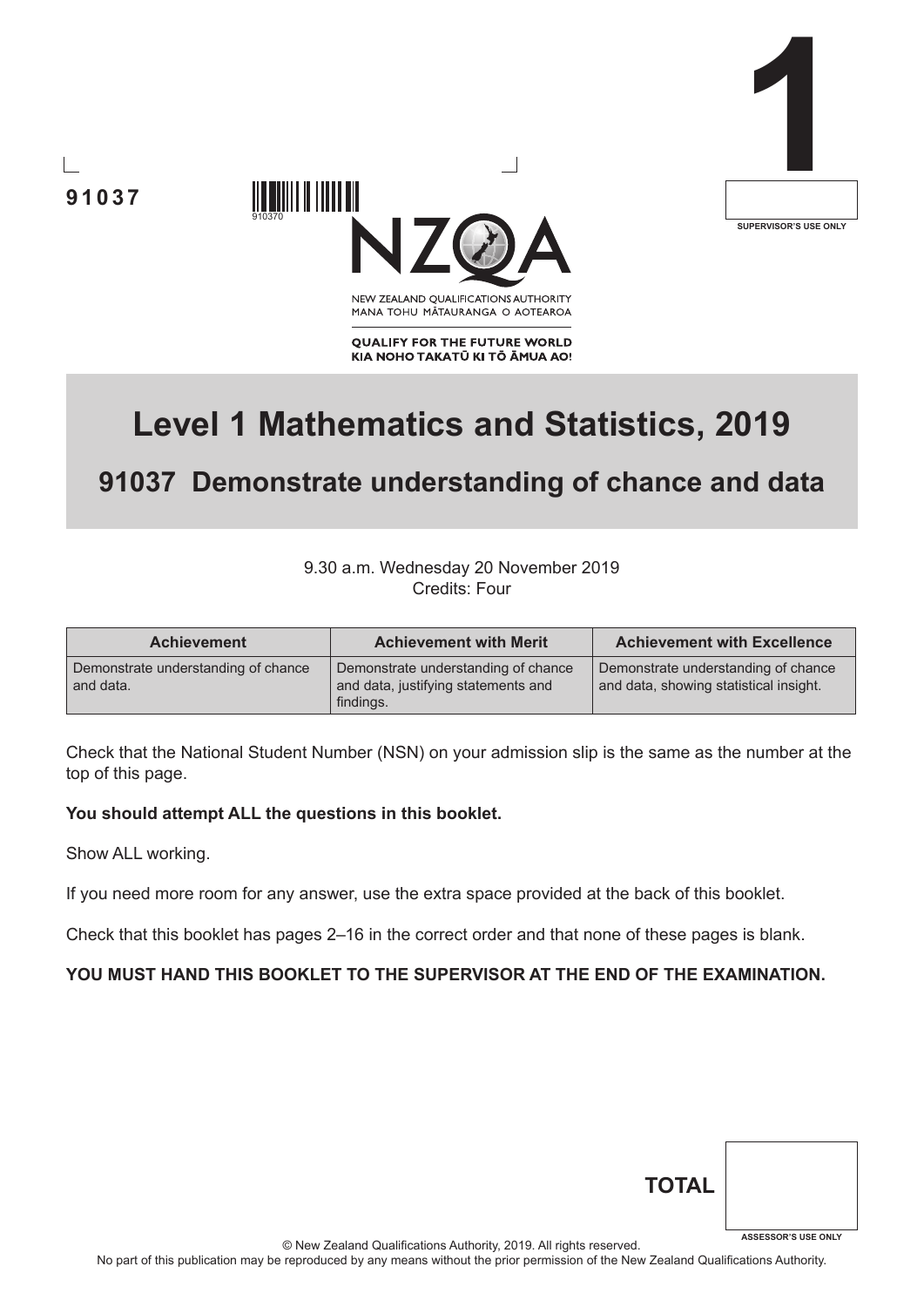91037

910370

1

SUPERVISOR'S USE ONLY

NEW ZEALAND QUALIFICATIONS AUTHORITY
MANA TOHU MĀTAURANGA O AOTEAROA

**QUALIFY FOR THE FUTURE WORLD**
**KIA NOHO TAKATŪ KI TŌ ĀMUA AO!**

# Level 1 Mathematics and Statistics, 2019

## 91037 Demonstrate understanding of chance and data

9.30 a.m. Wednesday 20 November 2019
Credits: Four

| Achievement | Achievement with Merit | Achievement with Excellence |
| --- | --- | --- |
| Demonstrate understanding of chance and data. | Demonstrate understanding of chance and data, justifying statements and findings. | Demonstrate understanding of chance and data, showing statistical insight. |

Check that the National Student Number (NSN) on your admission slip is the same as the number at the top of this page.

**You should attempt ALL the questions in this booklet.**

Show ALL working.

If you need more room for any answer, use the extra space provided at the back of this booklet.

Check that this booklet has pages 2–16 in the correct order and that none of these pages is blank.

**YOU MUST HAND THIS BOOKLET TO THE SUPERVISOR AT THE END OF THE EXAMINATION.**

**TOTAL**

ASSESSOR'S USE ONLY

© New Zealand Qualifications Authority, 2019. All rights reserved.
No part of this publication may be reproduced by any means without the prior permission of the New Zealand Qualifications Authority.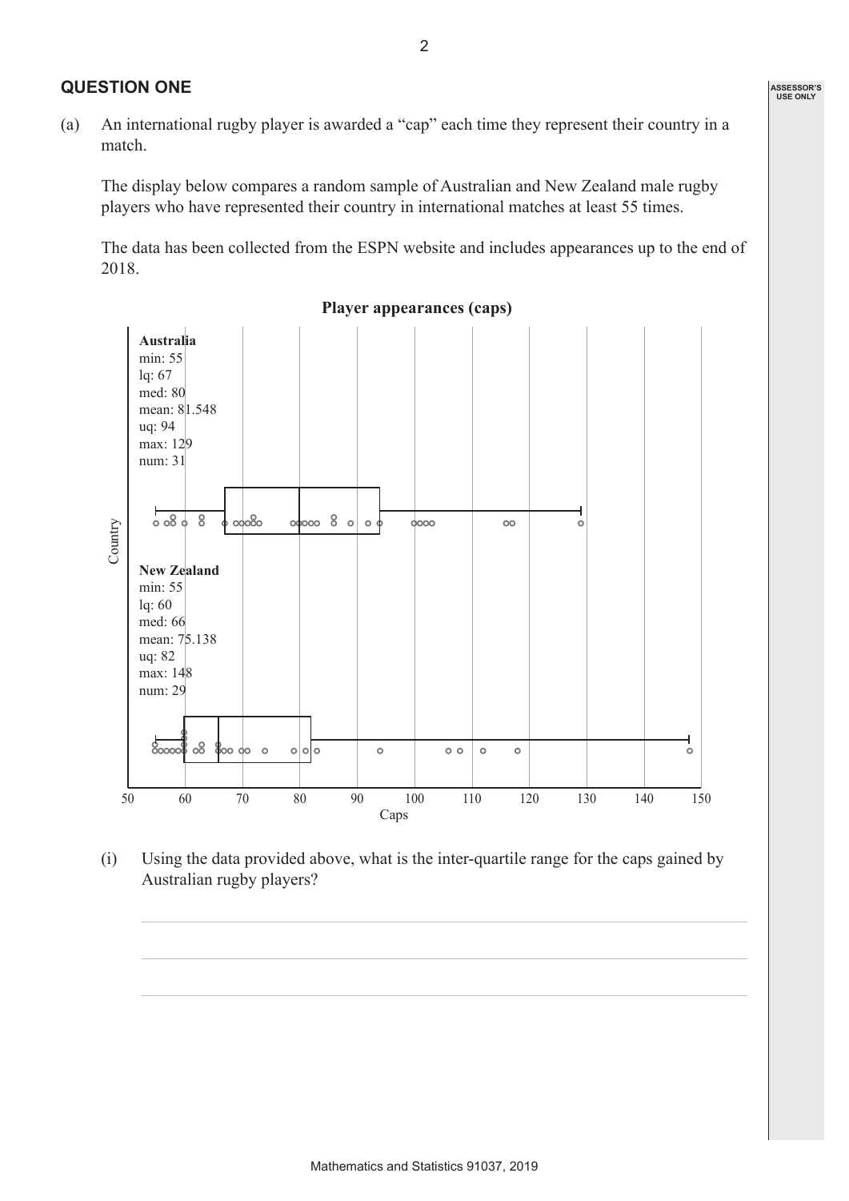## QUESTION ONE

(a) An international rugby player is awarded a "cap" each time they represent their country in a match.

The display below compares a random sample of Australian and New Zealand male rugby players who have represented their country in international matches at least 55 times.

The data has been collected from the ESPN website and includes appearances up to the end of 2018.

**Player appearances (caps)**

**Australia**
min: 55
lq: 67
med: 80
mean: 81.548
uq: 94
max: 129
num: 31

**New Zealand**
min: 55
lq: 60
med: 66
mean: 75.138
uq: 82
max: 148
num: 29

Country

50 60 70 80 90 100 110 120 130 140 150
Caps

(i) Using the data provided above, what is the inter-quartile range for the caps gained by Australian rugby players?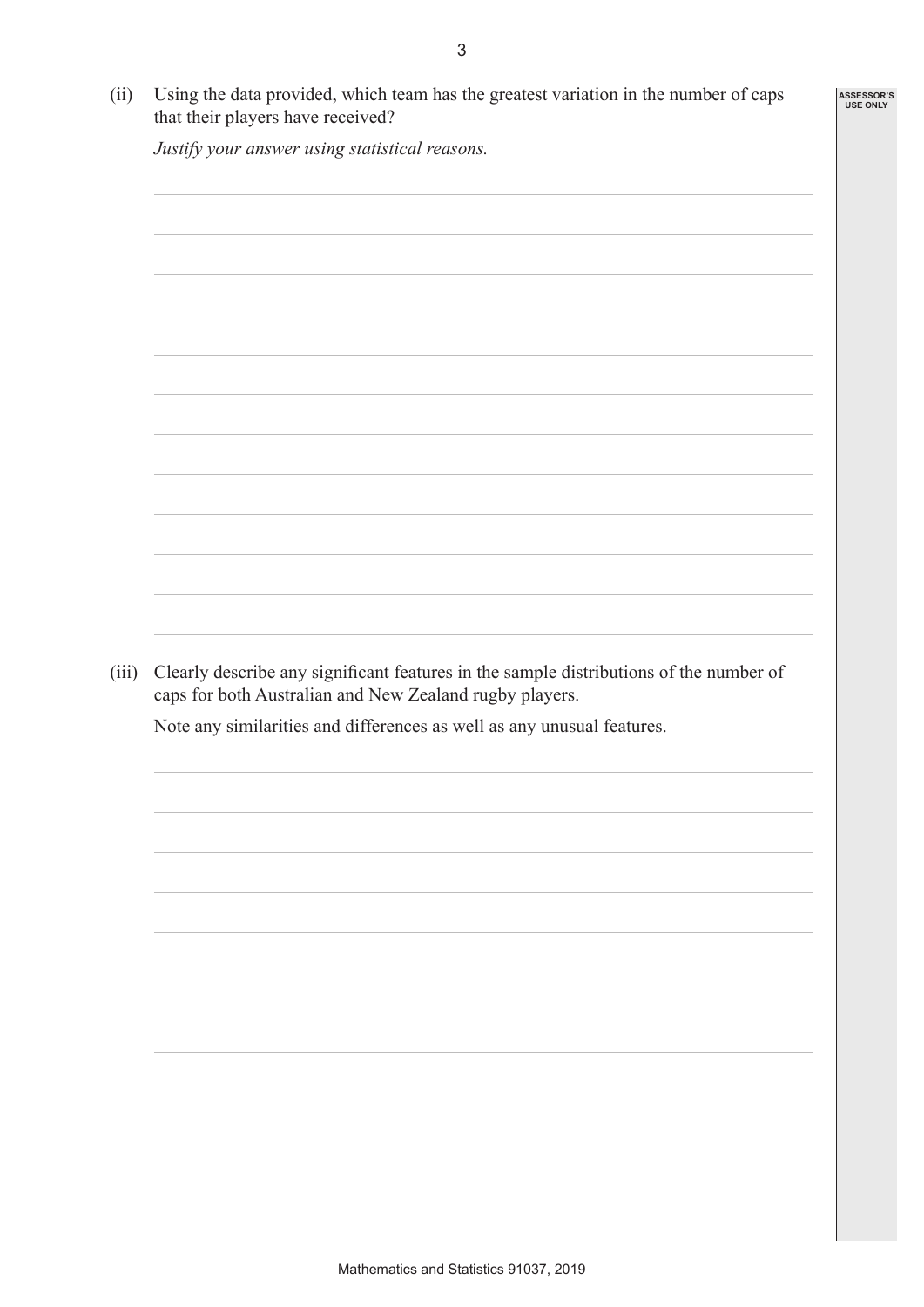(ii) Using the data provided, which team has the greatest variation in the number of caps that their players have received?

*Justify your answer using statistical reasons.*

(iii) Clearly describe any significant features in the sample distributions of the number of caps for both Australian and New Zealand rugby players.

Note any similarities and differences as well as any unusual features.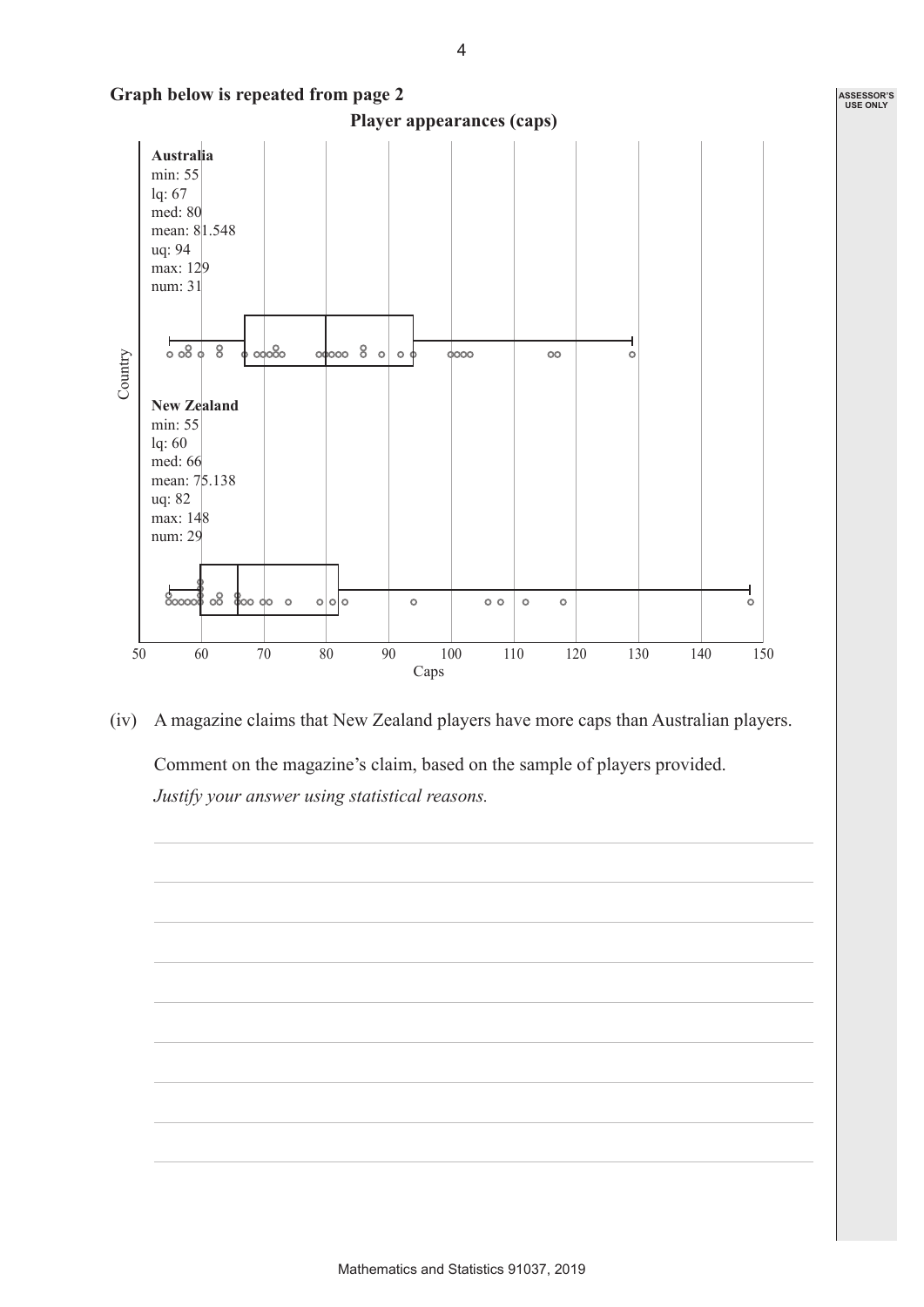**Graph below is repeated from page 2**

**Player appearances (caps)**

**Australia**
min: 55
lq: 67
med: 80
mean: 81.548
uq: 94
max: 129
num: 31

**New Zealand**
min: 55
lq: 60
med: 66
mean: 75.138
uq: 82
max: 148
num: 29

Country

Caps

50 60 70 80 90 100 110 120 130 140 150

(iv) A magazine claims that New Zealand players have more caps than Australian players.

Comment on the magazine's claim, based on the sample of players provided.

*Justify your answer using statistical reasons.*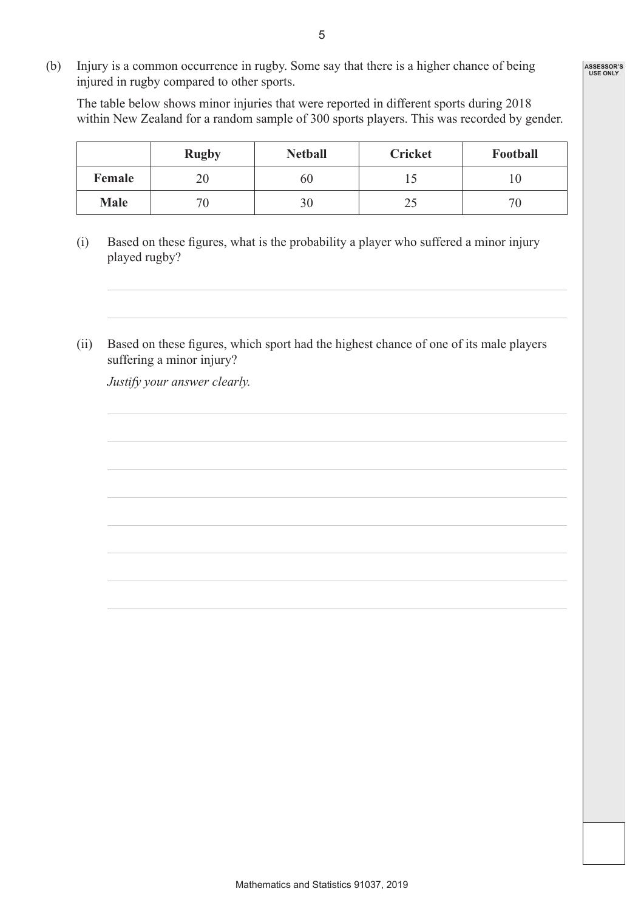(b) Injury is a common occurrence in rugby. Some say that there is a higher chance of being injured in rugby compared to other sports.

The table below shows minor injuries that were reported in different sports during 2018 within New Zealand for a random sample of 300 sports players. This was recorded by gender.

| | Rugby | Netball | Cricket | Football |
|---|---|---|---|---|
| **Female** | 20 | 60 | 15 | 10 |
| **Male** | 70 | 30 | 25 | 70 |

(i) Based on these figures, what is the probability a player who suffered a minor injury played rugby?

(ii) Based on these figures, which sport had the highest chance of one of its male players suffering a minor injury?

*Justify your answer clearly.*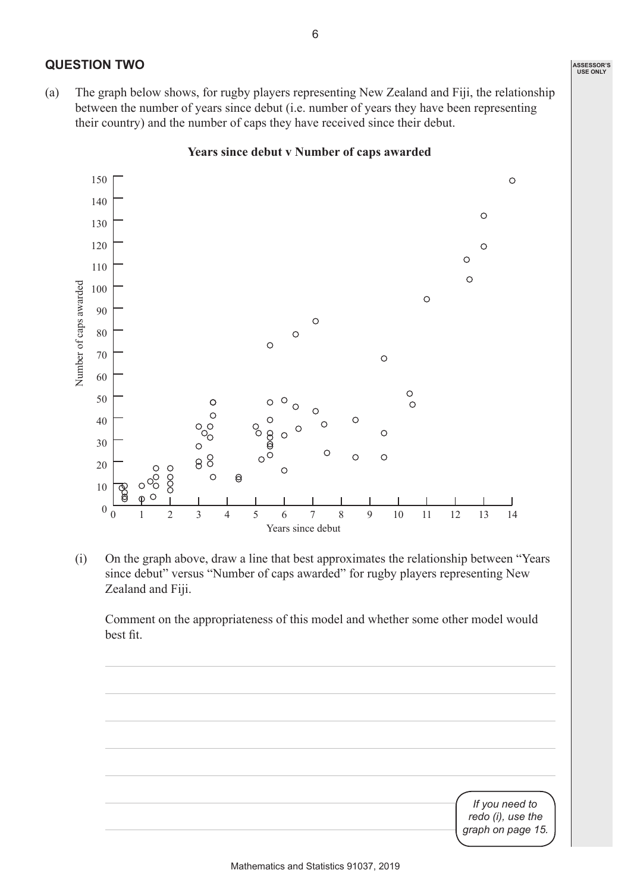## QUESTION TWO

(a) The graph below shows, for rugby players representing New Zealand and Fiji, the relationship between the number of years since debut (i.e. number of years they have been representing their country) and the number of caps they have received since their debut.

**Years since debut v Number of caps awarded**

(i) On the graph above, draw a line that best approximates the relationship between "Years since debut" versus "Number of caps awarded" for rugby players representing New Zealand and Fiji.

Comment on the appropriateness of this model and whether some other model would best fit.

*If you need to redo (i), use the graph on page 15.*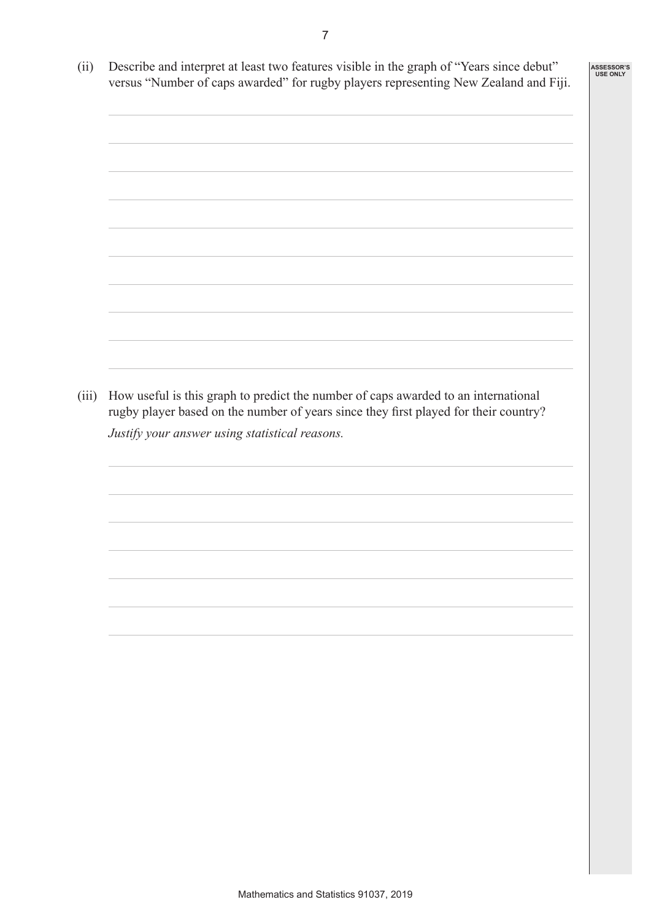(ii) Describe and interpret at least two features visible in the graph of "Years since debut" versus "Number of caps awarded" for rugby players representing New Zealand and Fiji.

(iii) How useful is this graph to predict the number of caps awarded to an international rugby player based on the number of years since they first played for their country?

*Justify your answer using statistical reasons.*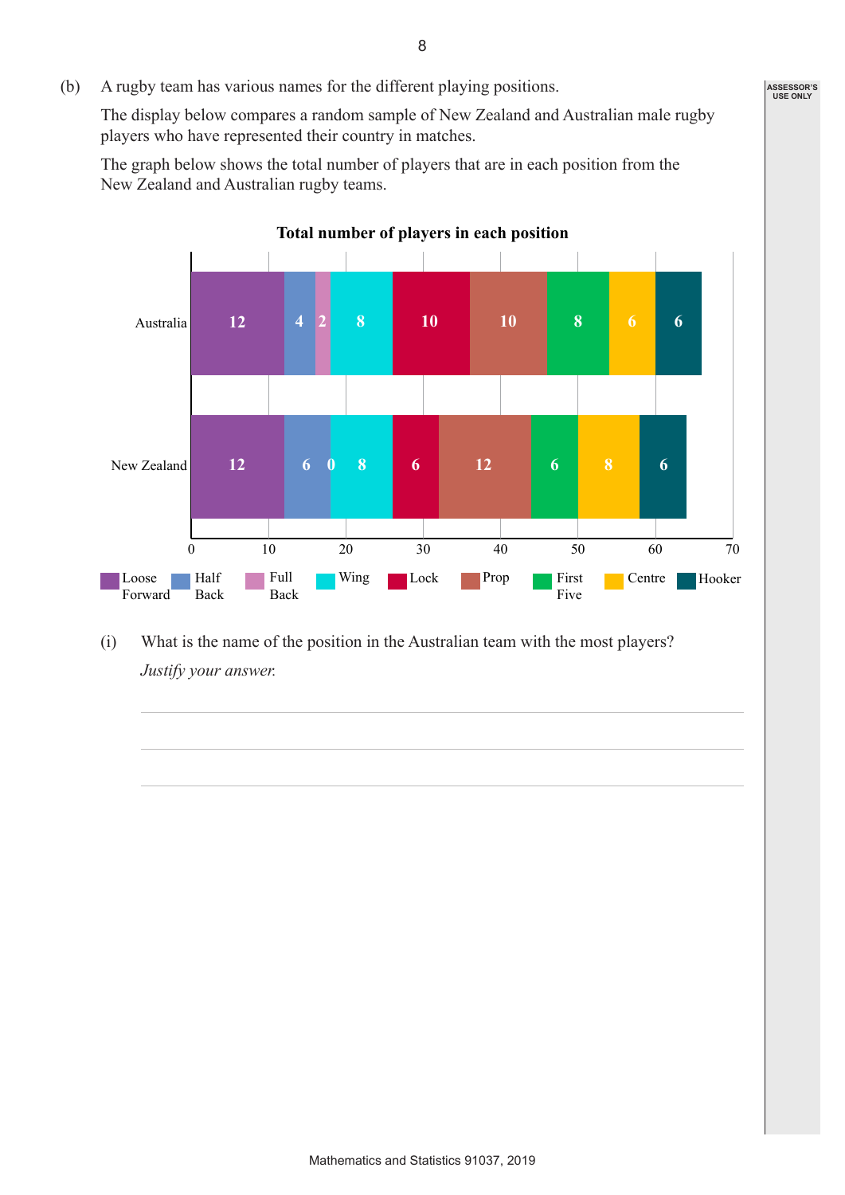(b) A rugby team has various names for the different playing positions.

The display below compares a random sample of New Zealand and Australian male rugby players who have represented their country in matches.

The graph below shows the total number of players that are in each position from the New Zealand and Australian rugby teams.

**Total number of players in each position**

| | Loose Forward | Half Back | Full Back | Wing | Lock | Prop | First Five | Centre | Hooker |
|---|---|---|---|---|---|---|---|---|---|
| Australia | 12 | 4 | 2 | 8 | 10 | 10 | 8 | 6 | 6 |
| New Zealand | 12 | 6 | 0 | 8 | 6 | 12 | 6 | 8 | 6 |

(i) What is the name of the position in the Australian team with the most players?

*Justify your answer.*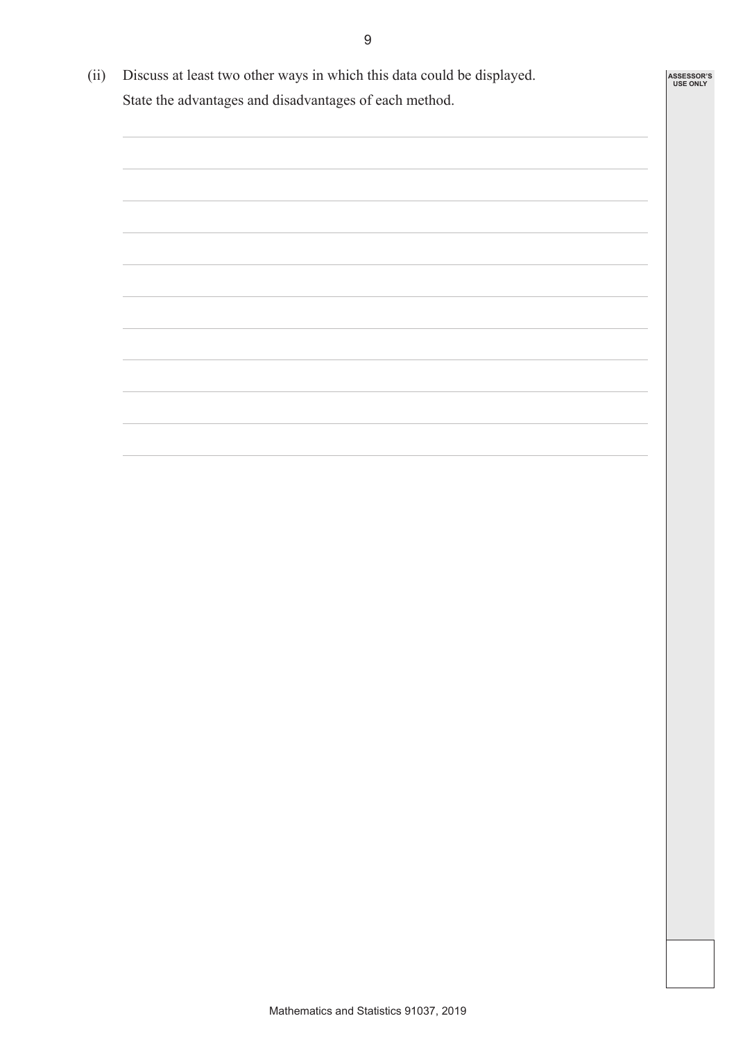(ii) Discuss at least two other ways in which this data could be displayed.

State the advantages and disadvantages of each method.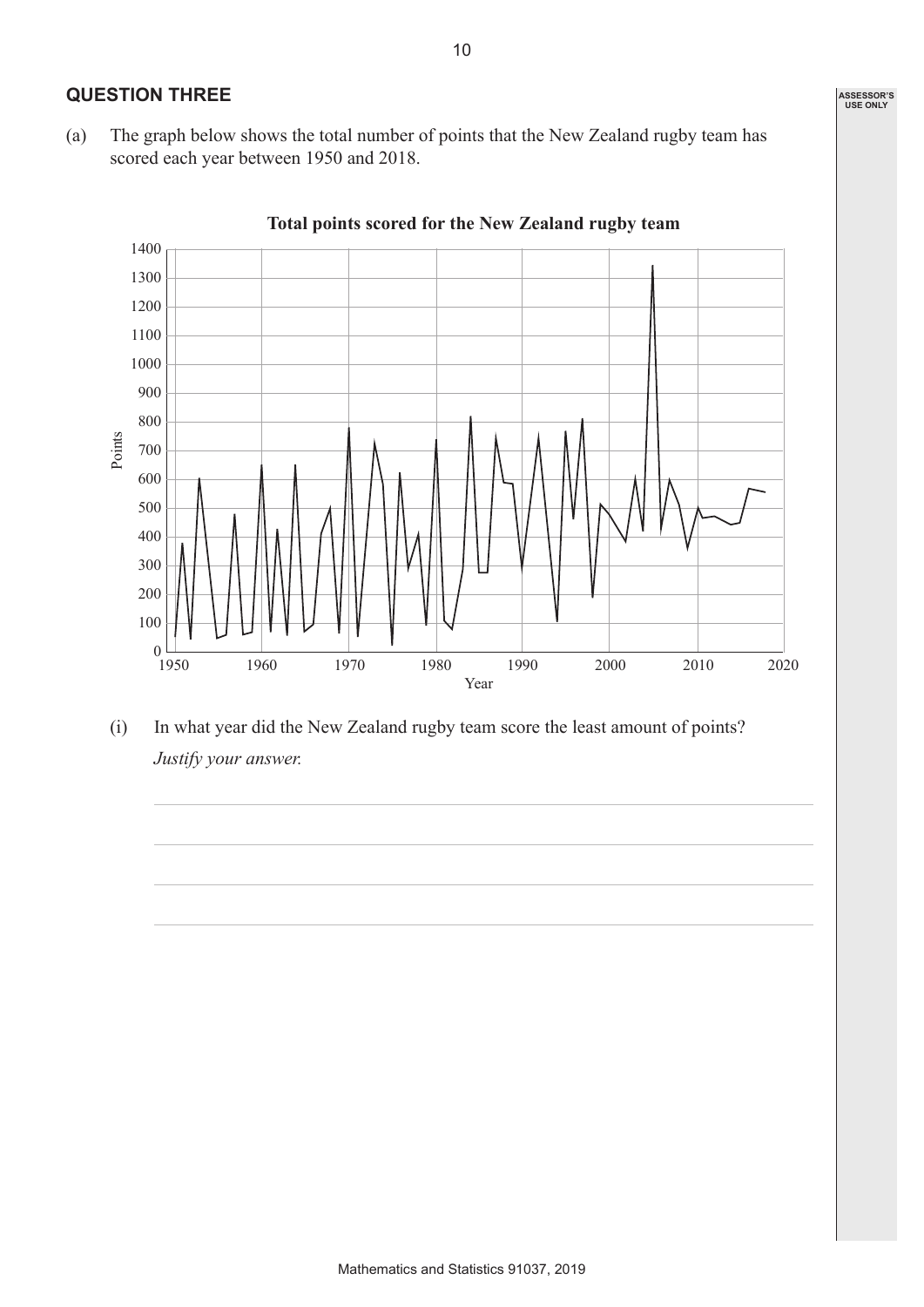## QUESTION THREE

(a) The graph below shows the total number of points that the New Zealand rugby team has scored each year between 1950 and 2018.

**Total points scored for the New Zealand rugby team**

(i) In what year did the New Zealand rugby team score the least amount of points?

*Justify your answer.*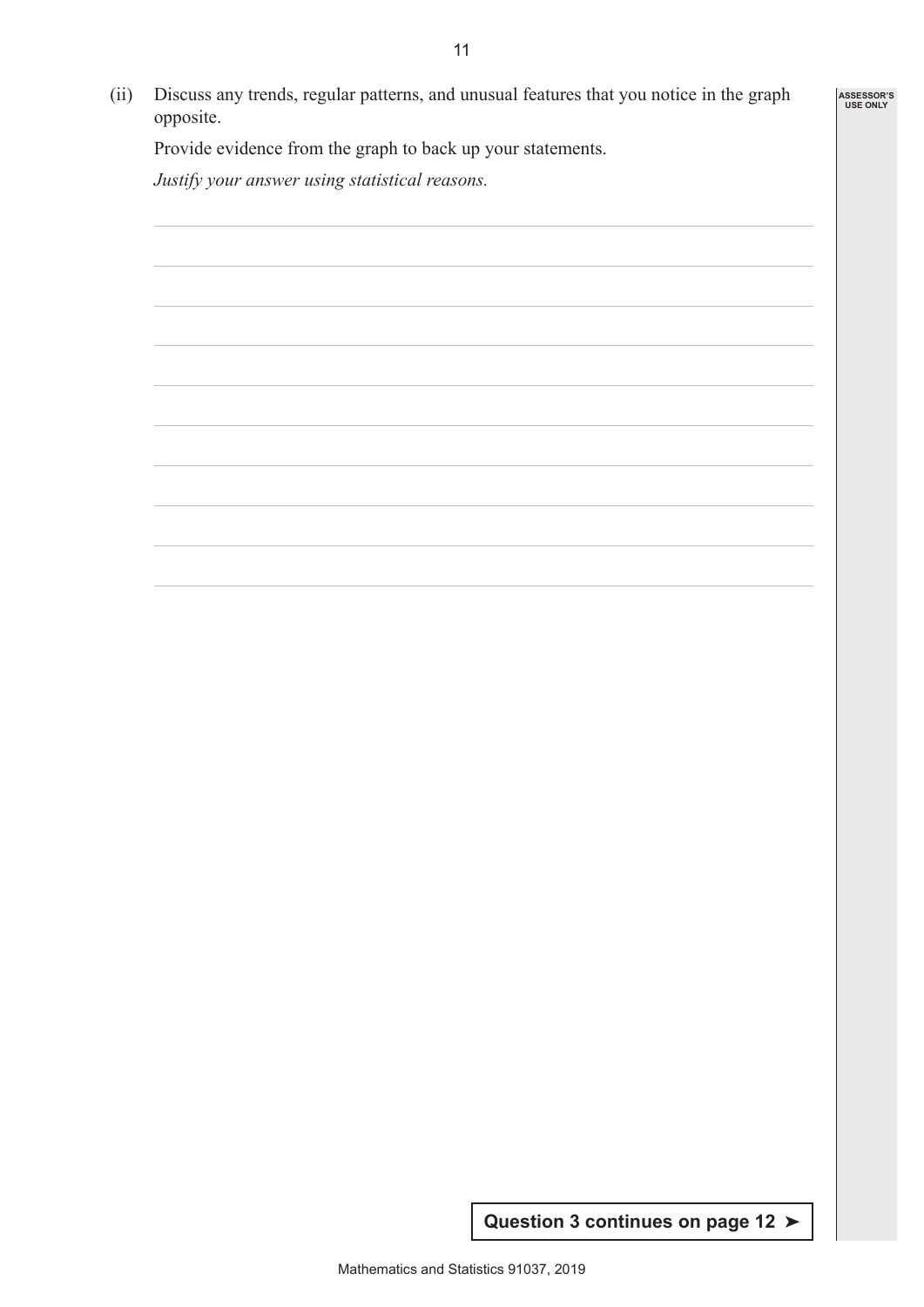(ii) Discuss any trends, regular patterns, and unusual features that you notice in the graph opposite.

Provide evidence from the graph to back up your statements.

*Justify your answer using statistical reasons.*

**Question 3 continues on page 12 ➤**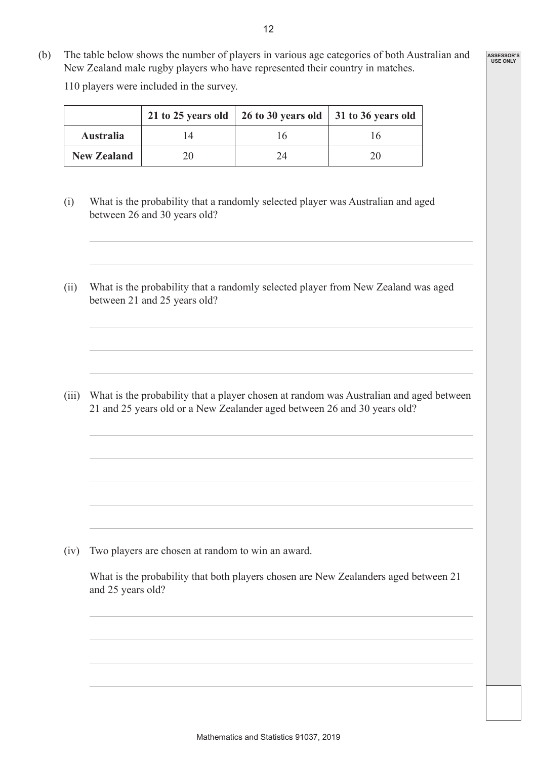(b) The table below shows the number of players in various age categories of both Australian and New Zealand male rugby players who have represented their country in matches.

110 players were included in the survey.

| | 21 to 25 years old | 26 to 30 years old | 31 to 36 years old |
|---|---|---|---|
| **Australia** | 14 | 16 | 16 |
| **New Zealand** | 20 | 24 | 20 |

(i) What is the probability that a randomly selected player was Australian and aged between 26 and 30 years old?

(ii) What is the probability that a randomly selected player from New Zealand was aged between 21 and 25 years old?

(iii) What is the probability that a player chosen at random was Australian and aged between 21 and 25 years old or a New Zealander aged between 26 and 30 years old?

(iv) Two players are chosen at random to win an award.

What is the probability that both players chosen are New Zealanders aged between 21 and 25 years old?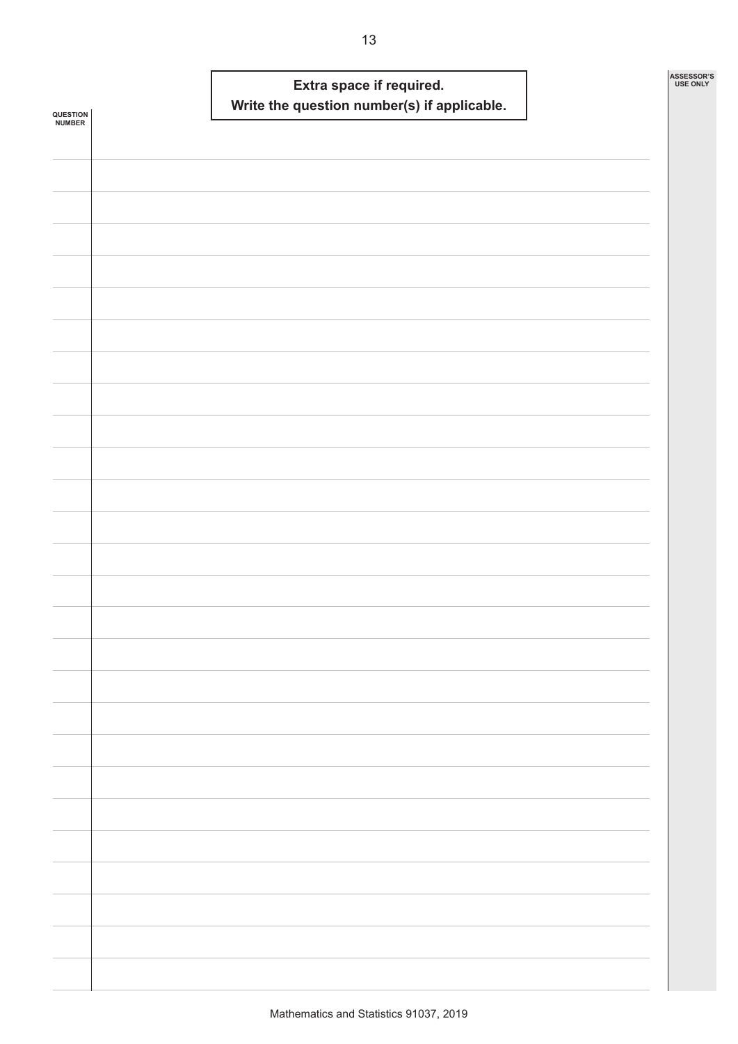**Extra space if required.**
**Write the question number(s) if applicable.**

QUESTION NUMBER

ASSESSOR'S USE ONLY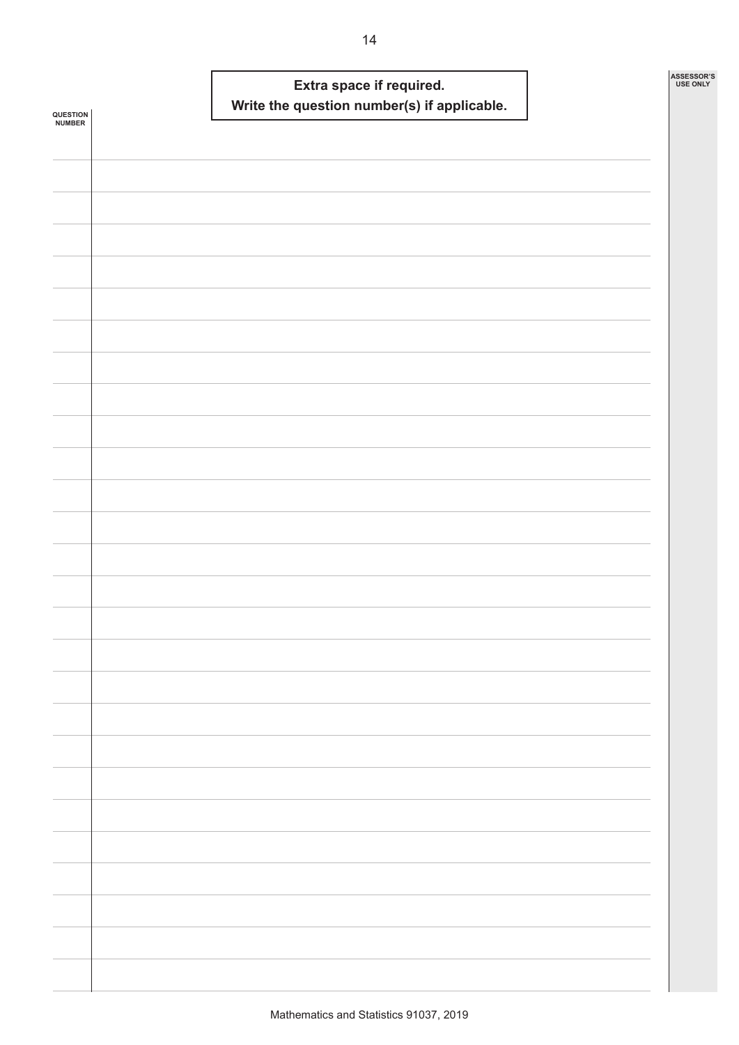**Extra space if required.**
**Write the question number(s) if applicable.**

QUESTION NUMBER

ASSESSOR'S USE ONLY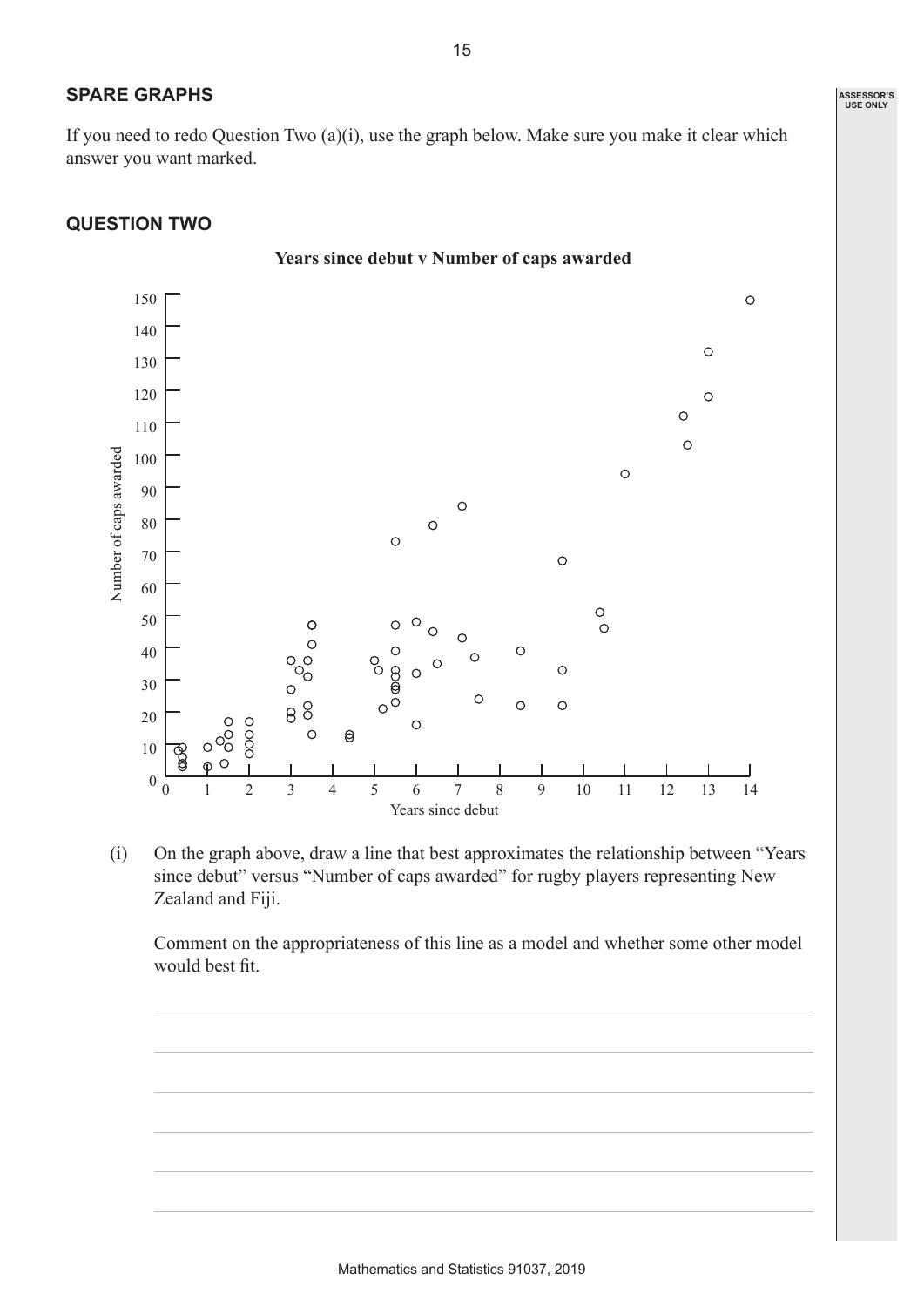## SPARE GRAPHS

If you need to redo Question Two (a)(i), use the graph below. Make sure you make it clear which answer you want marked.

## QUESTION TWO

**Years since debut v Number of caps awarded**

(i) On the graph above, draw a line that best approximates the relationship between "Years since debut" versus "Number of caps awarded" for rugby players representing New Zealand and Fiji.

Comment on the appropriateness of this line as a model and whether some other model would best fit.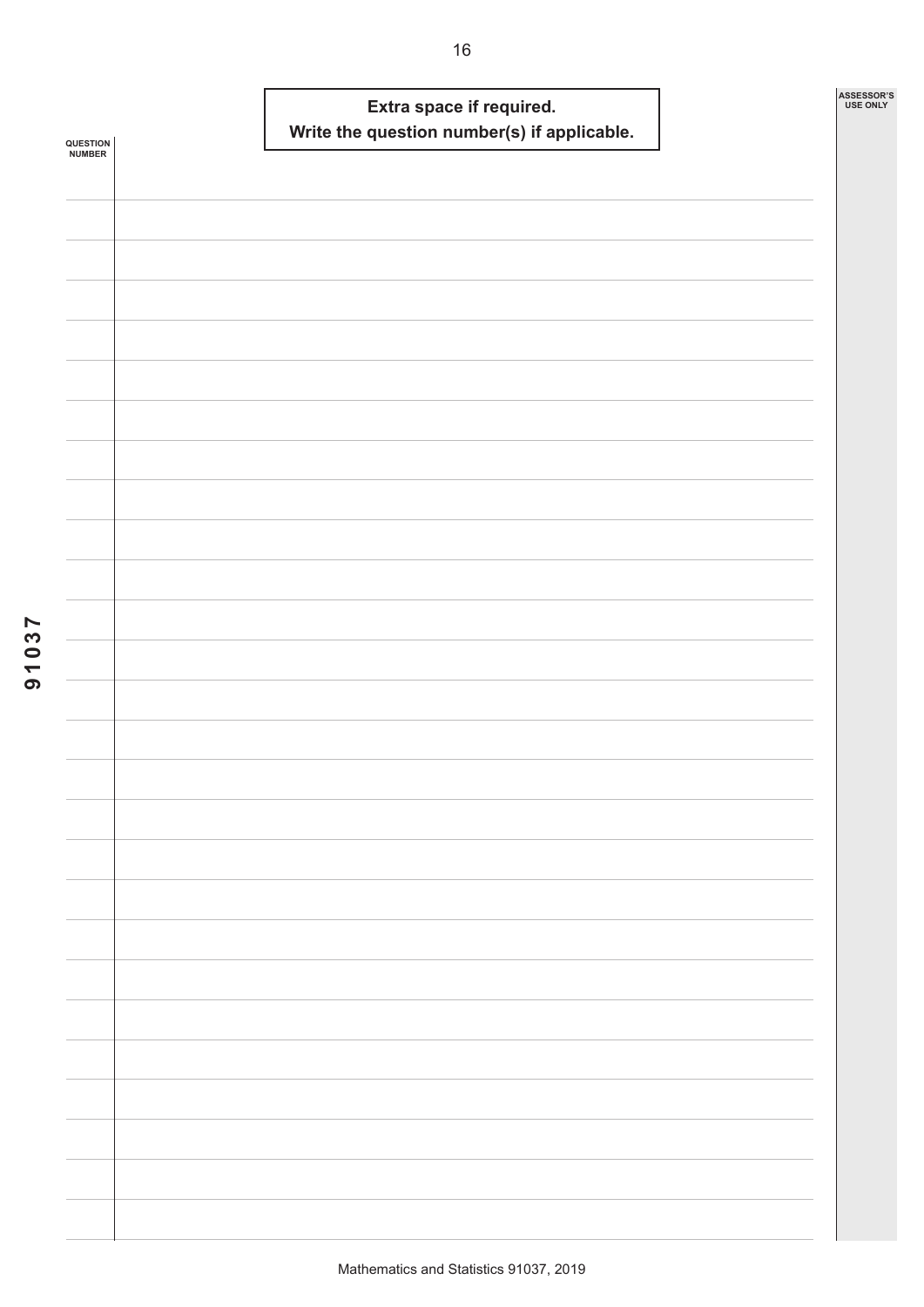**Extra space if required.**
**Write the question number(s) if applicable.**

QUESTION NUMBER

ASSESSOR'S USE ONLY